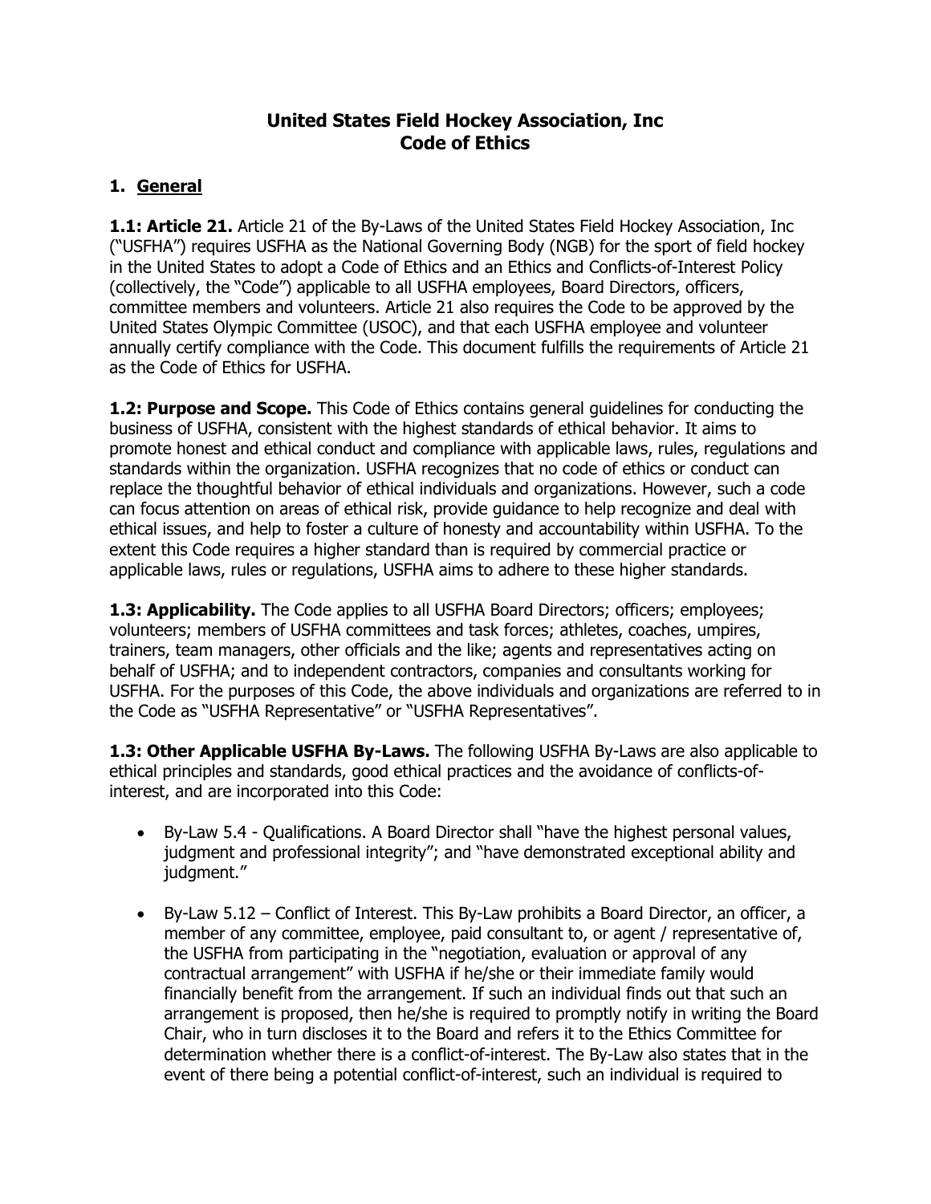# United States Field Hockey Association, Inc
# Code of Ethics

## 1. General

**1.1: Article 21.** Article 21 of the By-Laws of the United States Field Hockey Association, Inc ("USFHA") requires USFHA as the National Governing Body (NGB) for the sport of field hockey in the United States to adopt a Code of Ethics and an Ethics and Conflicts-of-Interest Policy (collectively, the "Code") applicable to all USFHA employees, Board Directors, officers, committee members and volunteers. Article 21 also requires the Code to be approved by the United States Olympic Committee (USOC), and that each USFHA employee and volunteer annually certify compliance with the Code. This document fulfills the requirements of Article 21 as the Code of Ethics for USFHA.

**1.2: Purpose and Scope.** This Code of Ethics contains general guidelines for conducting the business of USFHA, consistent with the highest standards of ethical behavior. It aims to promote honest and ethical conduct and compliance with applicable laws, rules, regulations and standards within the organization. USFHA recognizes that no code of ethics or conduct can replace the thoughtful behavior of ethical individuals and organizations. However, such a code can focus attention on areas of ethical risk, provide guidance to help recognize and deal with ethical issues, and help to foster a culture of honesty and accountability within USFHA. To the extent this Code requires a higher standard than is required by commercial practice or applicable laws, rules or regulations, USFHA aims to adhere to these higher standards.

**1.3: Applicability.** The Code applies to all USFHA Board Directors; officers; employees; volunteers; members of USFHA committees and task forces; athletes, coaches, umpires, trainers, team managers, other officials and the like; agents and representatives acting on behalf of USFHA; and to independent contractors, companies and consultants working for USFHA. For the purposes of this Code, the above individuals and organizations are referred to in the Code as "USFHA Representative" or "USFHA Representatives".

**1.3: Other Applicable USFHA By-Laws.** The following USFHA By-Laws are also applicable to ethical principles and standards, good ethical practices and the avoidance of conflicts-of-interest, and are incorporated into this Code:

- By-Law 5.4 - Qualifications. A Board Director shall "have the highest personal values, judgment and professional integrity"; and "have demonstrated exceptional ability and judgment."
- By-Law 5.12 – Conflict of Interest. This By-Law prohibits a Board Director, an officer, a member of any committee, employee, paid consultant to, or agent / representative of, the USFHA from participating in the "negotiation, evaluation or approval of any contractual arrangement" with USFHA if he/she or their immediate family would financially benefit from the arrangement. If such an individual finds out that such an arrangement is proposed, then he/she is required to promptly notify in writing the Board Chair, who in turn discloses it to the Board and refers it to the Ethics Committee for determination whether there is a conflict-of-interest. The By-Law also states that in the event of there being a potential conflict-of-interest, such an individual is required to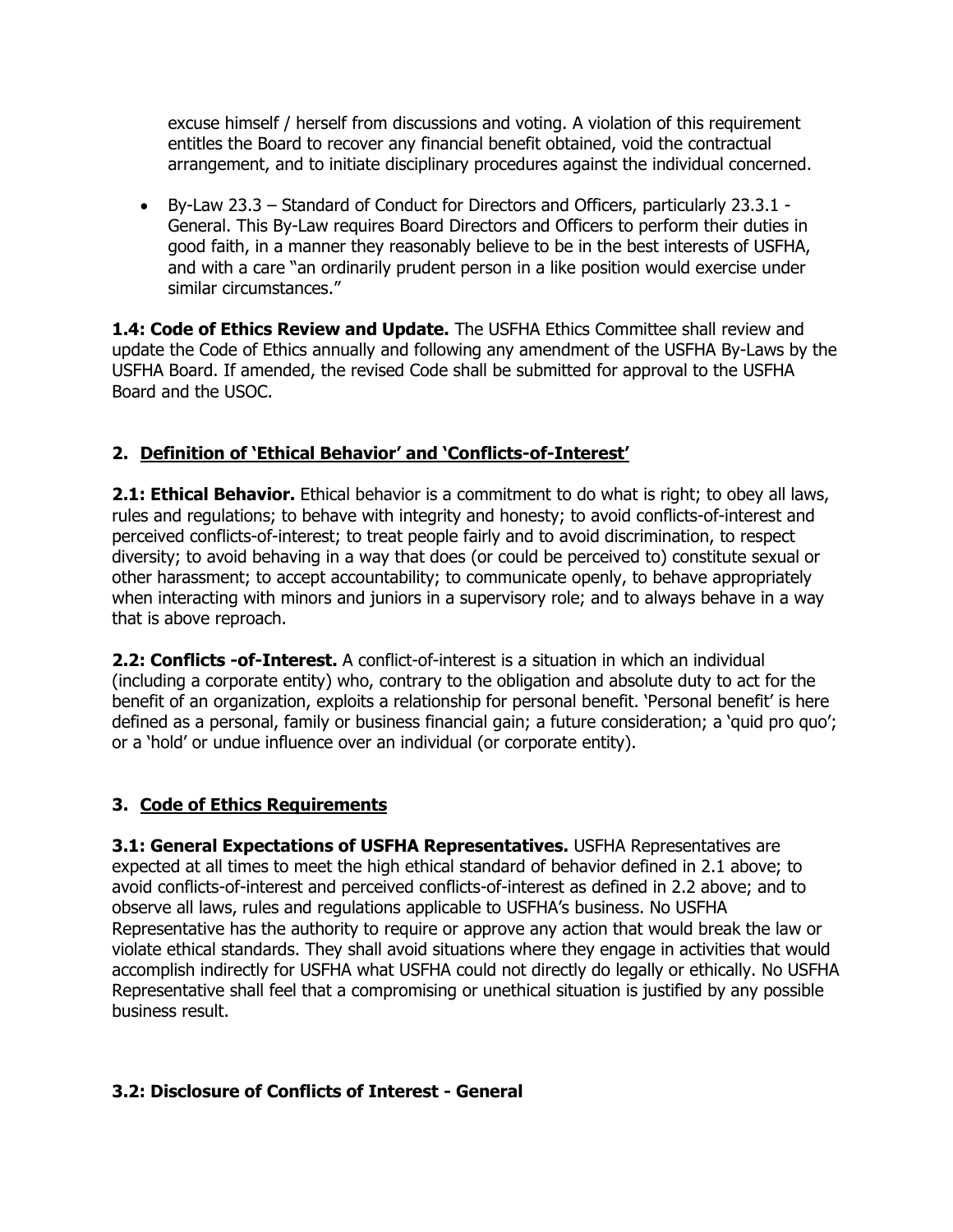excuse himself / herself from discussions and voting. A violation of this requirement entitles the Board to recover any financial benefit obtained, void the contractual arrangement, and to initiate disciplinary procedures against the individual concerned.

- By-Law 23.3 – Standard of Conduct for Directors and Officers, particularly 23.3.1 - General. This By-Law requires Board Directors and Officers to perform their duties in good faith, in a manner they reasonably believe to be in the best interests of USFHA, and with a care "an ordinarily prudent person in a like position would exercise under similar circumstances."

**1.4: Code of Ethics Review and Update.** The USFHA Ethics Committee shall review and update the Code of Ethics annually and following any amendment of the USFHA By-Laws by the USFHA Board. If amended, the revised Code shall be submitted for approval to the USFHA Board and the USOC.

## 2. Definition of 'Ethical Behavior' and 'Conflicts-of-Interest'

**2.1: Ethical Behavior.** Ethical behavior is a commitment to do what is right; to obey all laws, rules and regulations; to behave with integrity and honesty; to avoid conflicts-of-interest and perceived conflicts-of-interest; to treat people fairly and to avoid discrimination, to respect diversity; to avoid behaving in a way that does (or could be perceived to) constitute sexual or other harassment; to accept accountability; to communicate openly, to behave appropriately when interacting with minors and juniors in a supervisory role; and to always behave in a way that is above reproach.

**2.2: Conflicts -of-Interest.** A conflict-of-interest is a situation in which an individual (including a corporate entity) who, contrary to the obligation and absolute duty to act for the benefit of an organization, exploits a relationship for personal benefit. 'Personal benefit' is here defined as a personal, family or business financial gain; a future consideration; a 'quid pro quo'; or a 'hold' or undue influence over an individual (or corporate entity).

## 3. Code of Ethics Requirements

**3.1: General Expectations of USFHA Representatives.** USFHA Representatives are expected at all times to meet the high ethical standard of behavior defined in 2.1 above; to avoid conflicts-of-interest and perceived conflicts-of-interest as defined in 2.2 above; and to observe all laws, rules and regulations applicable to USFHA's business. No USFHA Representative has the authority to require or approve any action that would break the law or violate ethical standards. They shall avoid situations where they engage in activities that would accomplish indirectly for USFHA what USFHA could not directly do legally or ethically. No USFHA Representative shall feel that a compromising or unethical situation is justified by any possible business result.

### 3.2: Disclosure of Conflicts of Interest - General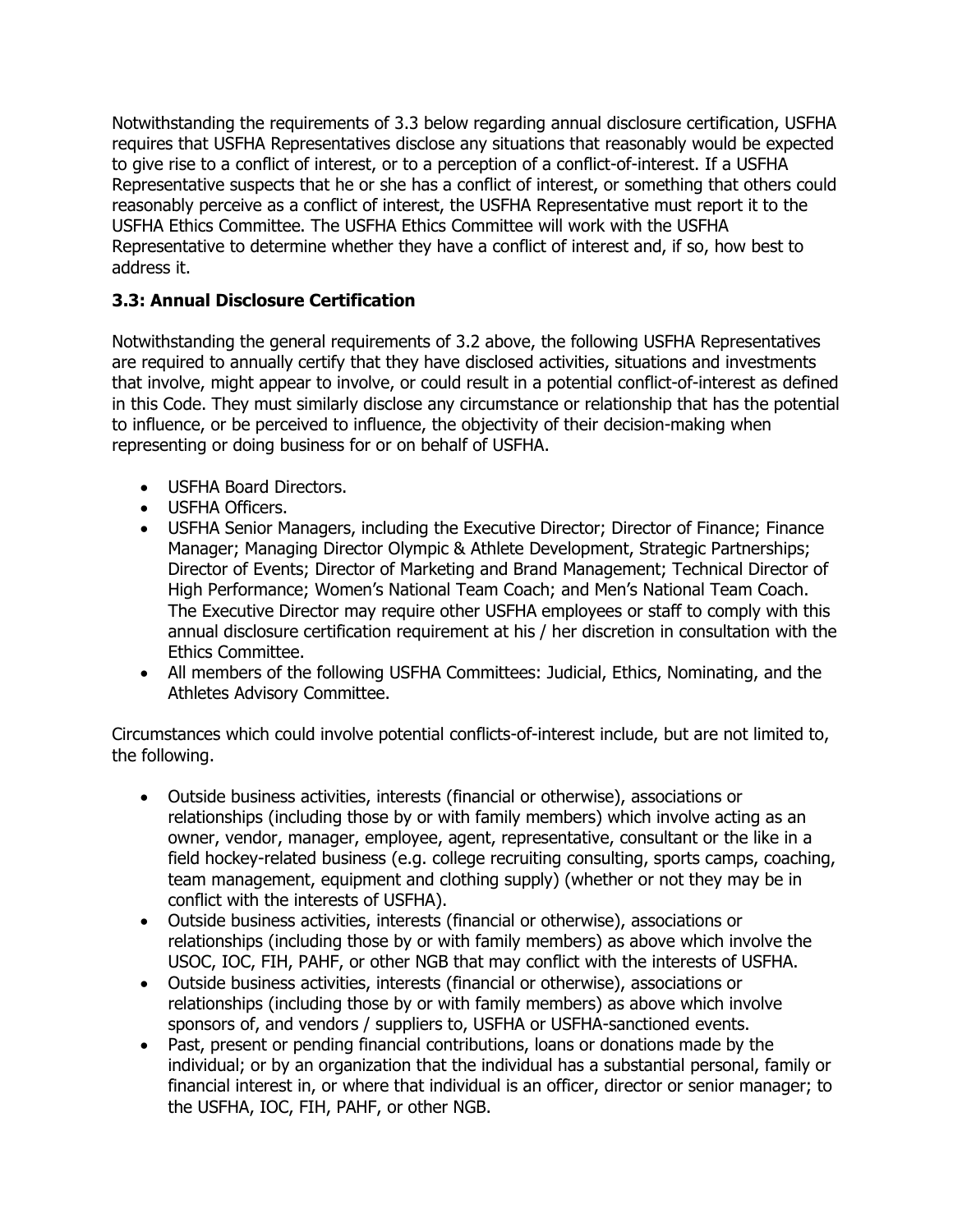Notwithstanding the requirements of 3.3 below regarding annual disclosure certification, USFHA requires that USFHA Representatives disclose any situations that reasonably would be expected to give rise to a conflict of interest, or to a perception of a conflict-of-interest. If a USFHA Representative suspects that he or she has a conflict of interest, or something that others could reasonably perceive as a conflict of interest, the USFHA Representative must report it to the USFHA Ethics Committee. The USFHA Ethics Committee will work with the USFHA Representative to determine whether they have a conflict of interest and, if so, how best to address it.

### 3.3: Annual Disclosure Certification

Notwithstanding the general requirements of 3.2 above, the following USFHA Representatives are required to annually certify that they have disclosed activities, situations and investments that involve, might appear to involve, or could result in a potential conflict-of-interest as defined in this Code. They must similarly disclose any circumstance or relationship that has the potential to influence, or be perceived to influence, the objectivity of their decision-making when representing or doing business for or on behalf of USFHA.

- USFHA Board Directors.
- USFHA Officers.
- USFHA Senior Managers, including the Executive Director; Director of Finance; Finance Manager; Managing Director Olympic & Athlete Development, Strategic Partnerships; Director of Events; Director of Marketing and Brand Management; Technical Director of High Performance; Women's National Team Coach; and Men's National Team Coach. The Executive Director may require other USFHA employees or staff to comply with this annual disclosure certification requirement at his / her discretion in consultation with the Ethics Committee.
- All members of the following USFHA Committees: Judicial, Ethics, Nominating, and the Athletes Advisory Committee.

Circumstances which could involve potential conflicts-of-interest include, but are not limited to, the following.

- Outside business activities, interests (financial or otherwise), associations or relationships (including those by or with family members) which involve acting as an owner, vendor, manager, employee, agent, representative, consultant or the like in a field hockey-related business (e.g. college recruiting consulting, sports camps, coaching, team management, equipment and clothing supply) (whether or not they may be in conflict with the interests of USFHA).
- Outside business activities, interests (financial or otherwise), associations or relationships (including those by or with family members) as above which involve the USOC, IOC, FIH, PAHF, or other NGB that may conflict with the interests of USFHA.
- Outside business activities, interests (financial or otherwise), associations or relationships (including those by or with family members) as above which involve sponsors of, and vendors / suppliers to, USFHA or USFHA-sanctioned events.
- Past, present or pending financial contributions, loans or donations made by the individual; or by an organization that the individual has a substantial personal, family or financial interest in, or where that individual is an officer, director or senior manager; to the USFHA, IOC, FIH, PAHF, or other NGB.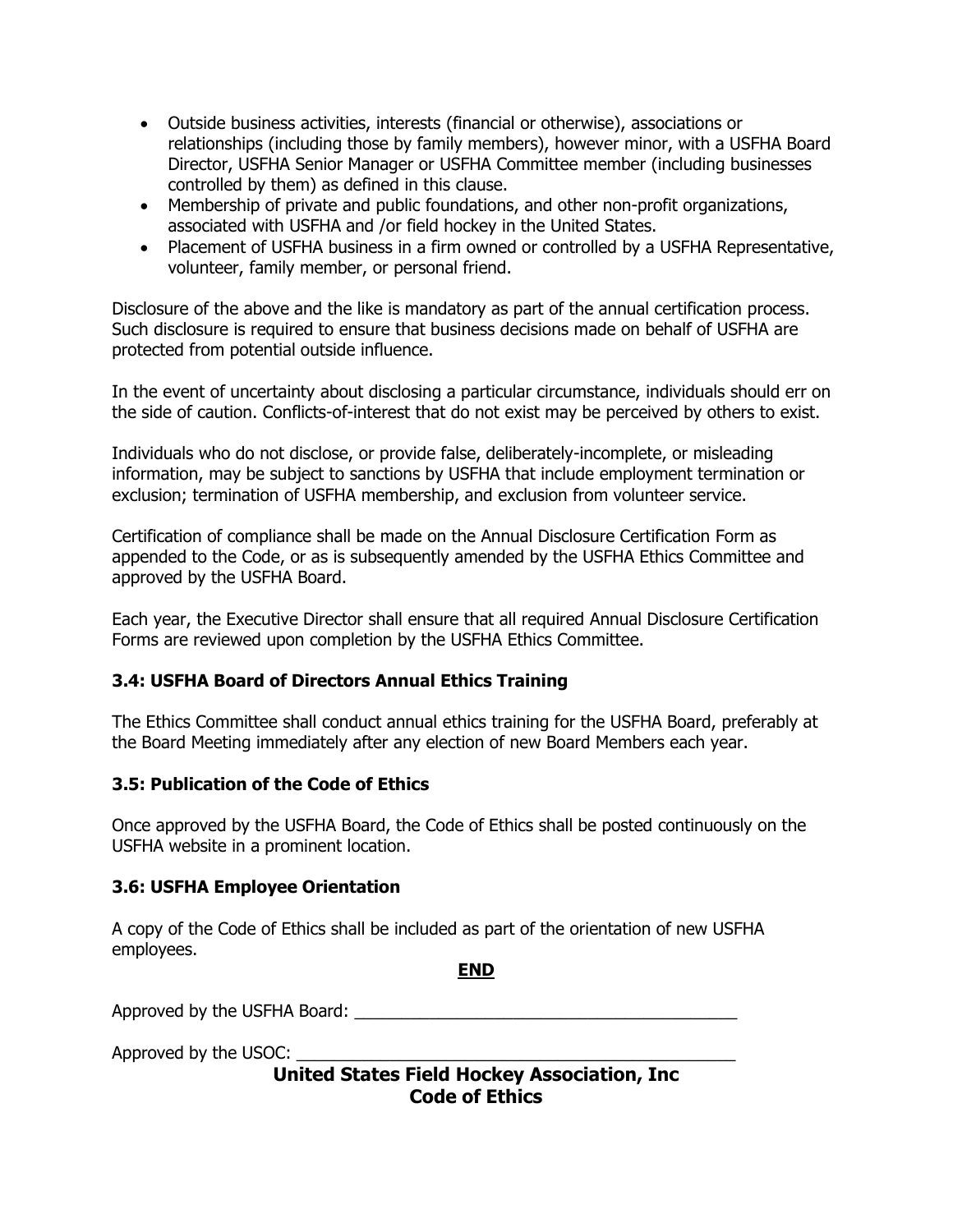- Outside business activities, interests (financial or otherwise), associations or relationships (including those by family members), however minor, with a USFHA Board Director, USFHA Senior Manager or USFHA Committee member (including businesses controlled by them) as defined in this clause.
- Membership of private and public foundations, and other non-profit organizations, associated with USFHA and /or field hockey in the United States.
- Placement of USFHA business in a firm owned or controlled by a USFHA Representative, volunteer, family member, or personal friend.

Disclosure of the above and the like is mandatory as part of the annual certification process. Such disclosure is required to ensure that business decisions made on behalf of USFHA are protected from potential outside influence.

In the event of uncertainty about disclosing a particular circumstance, individuals should err on the side of caution. Conflicts-of-interest that do not exist may be perceived by others to exist.

Individuals who do not disclose, or provide false, deliberately-incomplete, or misleading information, may be subject to sanctions by USFHA that include employment termination or exclusion; termination of USFHA membership, and exclusion from volunteer service.

Certification of compliance shall be made on the Annual Disclosure Certification Form as appended to the Code, or as is subsequently amended by the USFHA Ethics Committee and approved by the USFHA Board.

Each year, the Executive Director shall ensure that all required Annual Disclosure Certification Forms are reviewed upon completion by the USFHA Ethics Committee.

### 3.4: USFHA Board of Directors Annual Ethics Training

The Ethics Committee shall conduct annual ethics training for the USFHA Board, preferably at the Board Meeting immediately after any election of new Board Members each year.

### 3.5: Publication of the Code of Ethics

Once approved by the USFHA Board, the Code of Ethics shall be posted continuously on the USFHA website in a prominent location.

### 3.6: USFHA Employee Orientation

A copy of the Code of Ethics shall be included as part of the orientation of new USFHA employees.

**END**

Approved by the USFHA Board: ________________________________________

Approved by the USOC: _______________________________________________

**United States Field Hockey Association, Inc**
**Code of Ethics**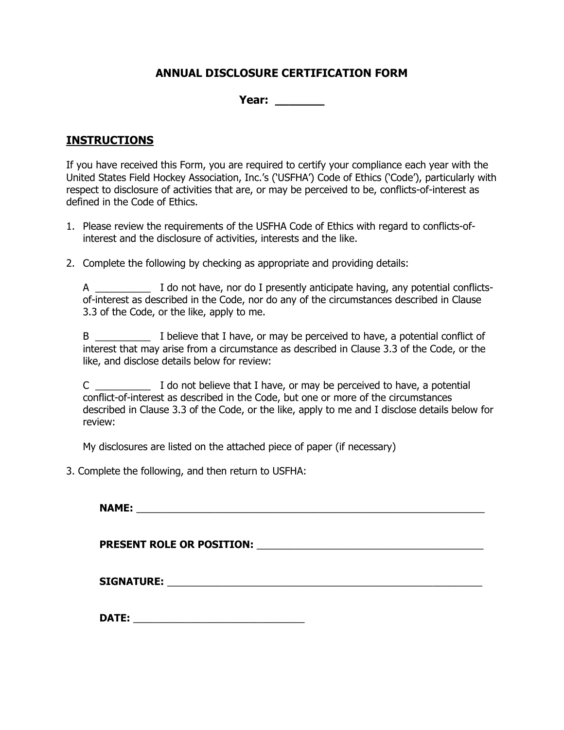**ANNUAL DISCLOSURE CERTIFICATION FORM**

**Year: _______**

## INSTRUCTIONS

If you have received this Form, you are required to certify your compliance each year with the United States Field Hockey Association, Inc.'s ('USFHA') Code of Ethics ('Code'), particularly with respect to disclosure of activities that are, or may be perceived to be, conflicts-of-interest as defined in the Code of Ethics.

1. Please review the requirements of the USFHA Code of Ethics with regard to conflicts-of-interest and the disclosure of activities, interests and the like.

2. Complete the following by checking as appropriate and providing details:

   A __________ I do not have, nor do I presently anticipate having, any potential conflicts-of-interest as described in the Code, nor do any of the circumstances described in Clause 3.3 of the Code, or the like, apply to me.

   B __________ I believe that I have, or may be perceived to have, a potential conflict of interest that may arise from a circumstance as described in Clause 3.3 of the Code, or the like, and disclose details below for review:

   C __________ I do not believe that I have, or may be perceived to have, a potential conflict-of-interest as described in the Code, but one or more of the circumstances described in Clause 3.3 of the Code, or the like, apply to me and I disclose details below for review:

   My disclosures are listed on the attached piece of paper (if necessary)

3. Complete the following, and then return to USFHA:

   **NAME:** ________________________________________________________________

   **PRESENT ROLE OR POSITION:** ________________________________________

   **SIGNATURE:** ___________________________________________________________

   **DATE:** ______________________________